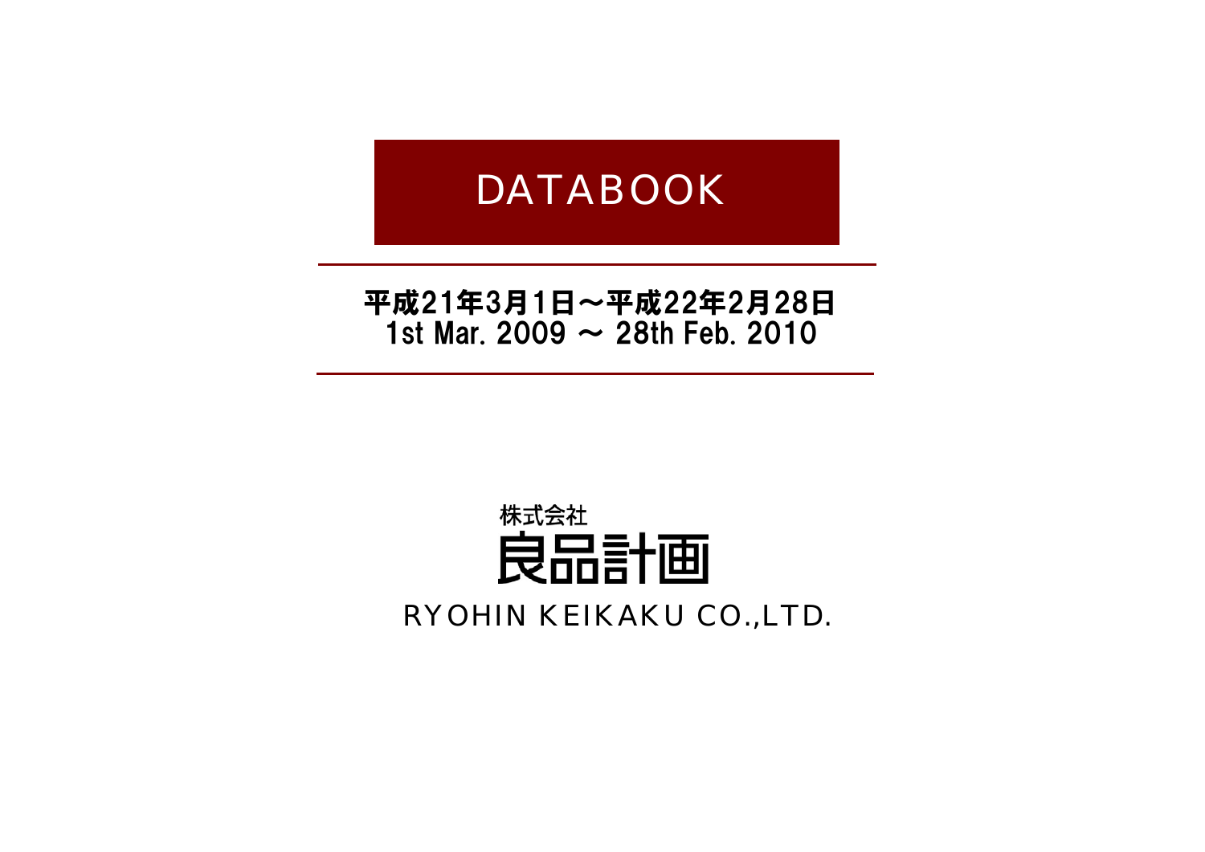# DATABOOK

平成21年3月1日～平成22年2月28日
1st Mar. 2009 ～ 28th Feb. 2010

株式会社
良品計画
RYOHIN KEIKAKU CO.,LTD.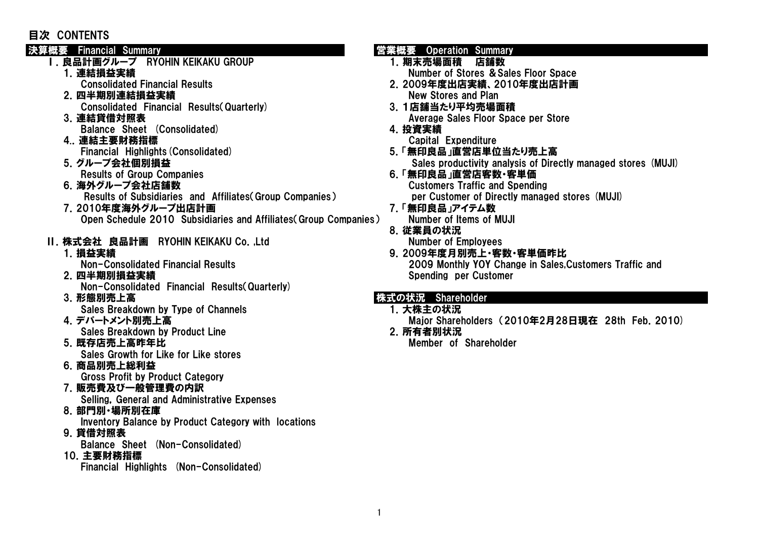# 目次 CONTENTS

## 決算概要 Financial Summary

### Ⅰ. 良品計画グループ RYOHIN KEIKAKU GROUP

1. 連結損益実績
   Consolidated Financial Results
2. 四半期別連結損益実績
   Consolidated Financial Results(Quarterly)
3. 連結貸借対照表
   Balance Sheet (Consolidated)
4.. 連結主要財務指標
   Financial Highlights (Consolidated)
5. グループ会社個別損益
   Results of Group Companies
6. 海外グループ会社店舗数
   Results of Subsidiaries and Affiliates(Group Companies)
7. 2010年度海外グループ出店計画
   Open Schedule 2010 Subsidiaries and Affiliates(Group Companies)

### Ⅱ. 株式会社 良品計画 RYOHIN KEIKAKU Co. ,Ltd

1. 損益実績
   Non-Consolidated Financial Results
2. 四半期別損益実績
   Non-Consolidated Financial Results(Quarterly)
3. 形態別売上高
   Sales Breakdown by Type of Channels
4. デパートメント別売上高
   Sales Breakdown by Product Line
5. 既存店売上高昨年比
   Sales Growth for Like for Like stores
6. 商品別売上総利益
   Gross Profit by Product Category
7. 販売費及び一般管理費の内訳
   Selling, General and Administrative Expenses
8. 部門別・場所別在庫
   Inventory Balance by Product Category with locations
9. 貸借対照表
   Balance Sheet (Non-Consolidated)
10. 主要財務指標
    Financial Highlights (Non-Consolidated)

## 営業概要 Operation Summary

1. 期末売場面積 店舗数
   Number of Stores & Sales Floor Space
2. 2009年度出店実績、2010年度出店計画
   New Stores and Plan
3. 1店舗当たり平均売場面積
   Average Sales Floor Space per Store
4. 投資実績
   Capital Expenditure
5. 「無印良品」直営店単位当たり売上高
   Sales productivity analysis of Directly managed stores (MUJI)
6. 「無印良品」直営店客数・客単価
   Customers Traffic and Spending per Customer of Directly managed stores (MUJI)
7. 「無印良品」アイテム数
   Number of Items of MUJI
8. 従業員の状況
   Number of Employees
9. 2009年度月別売上・客数・客単価昨比
   2009 Monthly YOY Change in Sales,Customers Traffic and Spending per Customer

## 株式の状況 Shareholder

1. 大株主の状況
   Major Shareholders (2010年2月28日現在 28th Feb. 2010)
2. 所有者別状況
   Member of Shareholder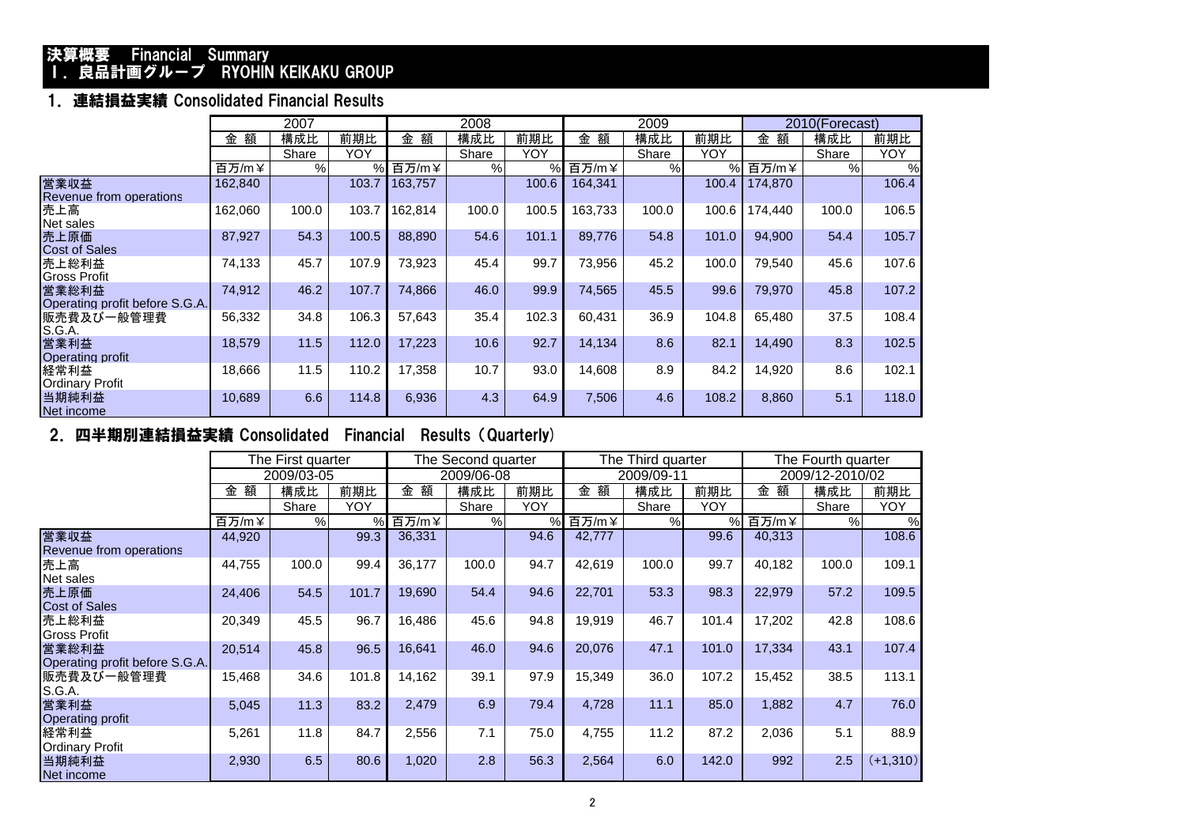# 決算概要　Financial Summary
# Ⅰ．良品計画グループ　RYOHIN KEIKAKU GROUP

## 1．連結損益実績 Consolidated Financial Results

| | 2007 | | | 2008 | | | 2009 | | | 2010(Forecast) | | |
|---|---|---|---|---|---|---|---|---|---|---|---|---|
| | 金　額 | 構成比 | 前期比 | 金　額 | 構成比 | 前期比 | 金　額 | 構成比 | 前期比 | 金　額 | 構成比 | 前期比 |
| | | Share | YOY | | Share | YOY | | Share | YOY | | Share | YOY |
| | 百万/m￥ | % | % | 百万/m￥ | % | % | 百万/m￥ | % | % | 百万/m￥ | % | % |
| 営業収益 Revenue from operations | 162,840 | | 103.7 | 163,757 | | 100.6 | 164,341 | | 100.4 | 174,870 | | 106.4 |
| 売上高 Net sales | 162,060 | 100.0 | 103.7 | 162,814 | 100.0 | 100.5 | 163,733 | 100.0 | 100.6 | 174,440 | 100.0 | 106.5 |
| 売上原価 Cost of Sales | 87,927 | 54.3 | 100.5 | 88,890 | 54.6 | 101.1 | 89,776 | 54.8 | 101.0 | 94,900 | 54.4 | 105.7 |
| 売上総利益 Gross Profit | 74,133 | 45.7 | 107.9 | 73,923 | 45.4 | 99.7 | 73,956 | 45.2 | 100.0 | 79,540 | 45.6 | 107.6 |
| 営業総利益 Operating profit before S.G.A. | 74,912 | 46.2 | 107.7 | 74,866 | 46.0 | 99.9 | 74,565 | 45.5 | 99.6 | 79,970 | 45.8 | 107.2 |
| 販売費及び一般管理費 S.G.A. | 56,332 | 34.8 | 106.3 | 57,643 | 35.4 | 102.3 | 60,431 | 36.9 | 104.8 | 65,480 | 37.5 | 108.4 |
| 営業利益 Operating profit | 18,579 | 11.5 | 112.0 | 17,223 | 10.6 | 92.7 | 14,134 | 8.6 | 82.1 | 14,490 | 8.3 | 102.5 |
| 経常利益 Ordinary Profit | 18,666 | 11.5 | 110.2 | 17,358 | 10.7 | 93.0 | 14,608 | 8.9 | 84.2 | 14,920 | 8.6 | 102.1 |
| 当期純利益 Net income | 10,689 | 6.6 | 114.8 | 6,936 | 4.3 | 64.9 | 7,506 | 4.6 | 108.2 | 8,860 | 5.1 | 118.0 |

## 2．四半期別連結損益実績 Consolidated　Financial　Results（Quarterly）

| | The First quarter | | | The Second quarter | | | The Third quarter | | | The Fourth quarter | | |
|---|---|---|---|---|---|---|---|---|---|---|---|---|
| | 2009/03-05 | | | 2009/06-08 | | | 2009/09-11 | | | 2009/12-2010/02 | | |
| | 金　額 | 構成比 | 前期比 | 金　額 | 構成比 | 前期比 | 金　額 | 構成比 | 前期比 | 金　額 | 構成比 | 前期比 |
| | | Share | YOY | | Share | YOY | | Share | YOY | | Share | YOY |
| | 百万/m￥ | % | % | 百万/m￥ | % | % | 百万/m￥ | % | % | 百万/m￥ | % | % |
| 営業収益 Revenue from operations | 44,920 | | 99.3 | 36,331 | | 94.6 | 42,777 | | 99.6 | 40,313 | | 108.6 |
| 売上高 Net sales | 44,755 | 100.0 | 99.4 | 36,177 | 100.0 | 94.7 | 42,619 | 100.0 | 99.7 | 40,182 | 100.0 | 109.1 |
| 売上原価 Cost of Sales | 24,406 | 54.5 | 101.7 | 19,690 | 54.4 | 94.6 | 22,701 | 53.3 | 98.3 | 22,979 | 57.2 | 109.5 |
| 売上総利益 Gross Profit | 20,349 | 45.5 | 96.7 | 16,486 | 45.6 | 94.8 | 19,919 | 46.7 | 101.4 | 17,202 | 42.8 | 108.6 |
| 営業総利益 Operating profit before S.G.A. | 20,514 | 45.8 | 96.5 | 16,641 | 46.0 | 94.6 | 20,076 | 47.1 | 101.0 | 17,334 | 43.1 | 107.4 |
| 販売費及び一般管理費 S.G.A. | 15,468 | 34.6 | 101.8 | 14,162 | 39.1 | 97.9 | 15,349 | 36.0 | 107.2 | 15,452 | 38.5 | 113.1 |
| 営業利益 Operating profit | 5,045 | 11.3 | 83.2 | 2,479 | 6.9 | 79.4 | 4,728 | 11.1 | 85.0 | 1,882 | 4.7 | 76.0 |
| 経常利益 Ordinary Profit | 5,261 | 11.8 | 84.7 | 2,556 | 7.1 | 75.0 | 4,755 | 11.2 | 87.2 | 2,036 | 5.1 | 88.9 |
| 当期純利益 Net income | 2,930 | 6.5 | 80.6 | 1,020 | 2.8 | 56.3 | 2,564 | 6.0 | 142.0 | 992 | 2.5 | (+1,310) |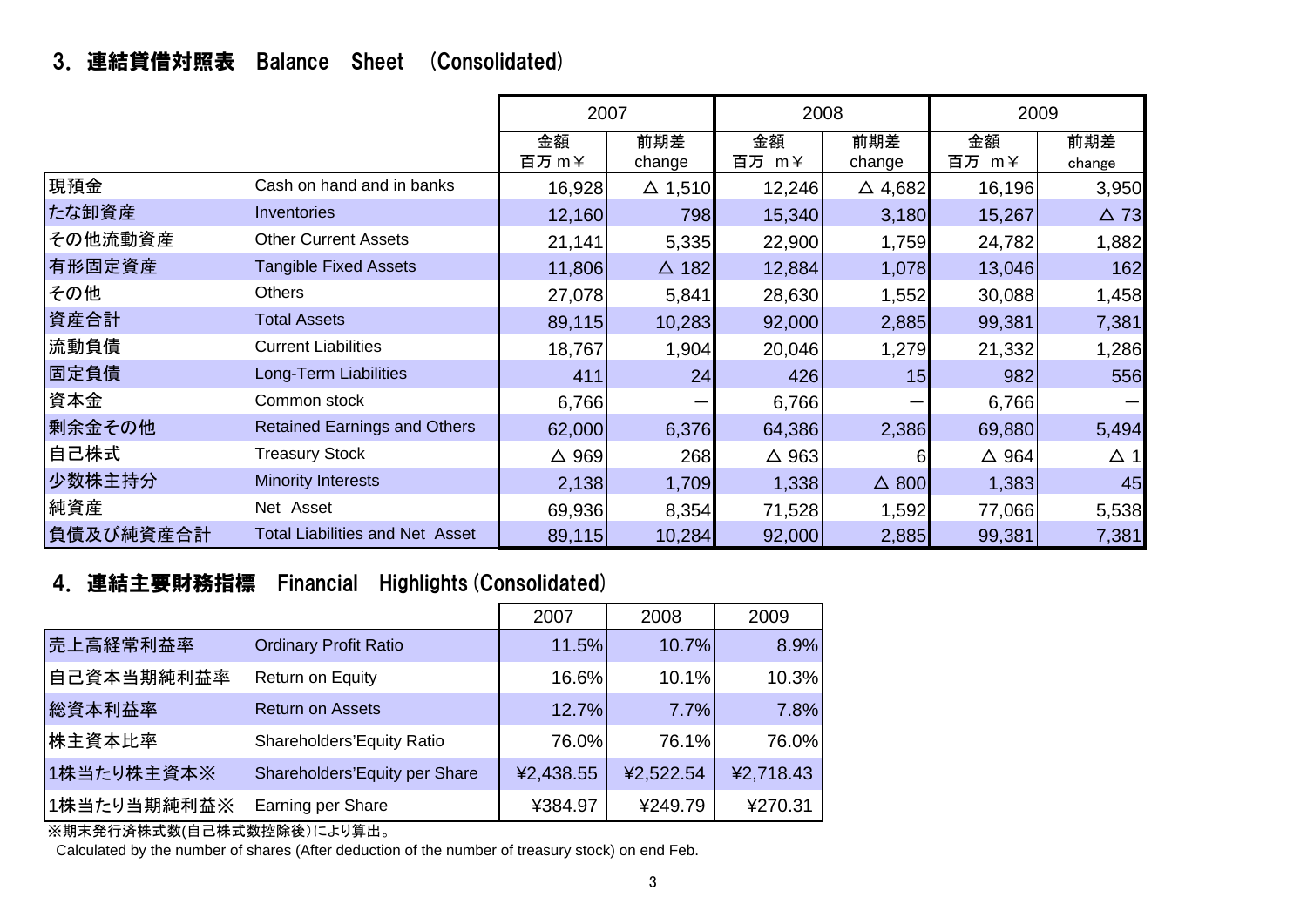## 3. 連結貸借対照表　Balance　Sheet　(Consolidated)

| | | 2007 | | 2008 | | 2009 | |
|---|---|---|---|---|---|---|---|
| | | 金額 百万 m￥ | 前期差 change | 金額 百万 m￥ | 前期差 change | 金額 百万 m￥ | 前期差 change |
| 現預金 | Cash on hand and in banks | 16,928 | △ 1,510 | 12,246 | △ 4,682 | 16,196 | 3,950 |
| たな卸資産 | Inventories | 12,160 | 798 | 15,340 | 3,180 | 15,267 | △ 73 |
| その他流動資産 | Other Current Assets | 21,141 | 5,335 | 22,900 | 1,759 | 24,782 | 1,882 |
| 有形固定資産 | Tangible Fixed Assets | 11,806 | △ 182 | 12,884 | 1,078 | 13,046 | 162 |
| その他 | Others | 27,078 | 5,841 | 28,630 | 1,552 | 30,088 | 1,458 |
| 資産合計 | Total Assets | 89,115 | 10,283 | 92,000 | 2,885 | 99,381 | 7,381 |
| 流動負債 | Current Liabilities | 18,767 | 1,904 | 20,046 | 1,279 | 21,332 | 1,286 |
| 固定負債 | Long-Term Liabilities | 411 | 24 | 426 | 15 | 982 | 556 |
| 資本金 | Common stock | 6,766 | ー | 6,766 | ー | 6,766 | ー |
| 剰余金その他 | Retained Earnings and Others | 62,000 | 6,376 | 64,386 | 2,386 | 69,880 | 5,494 |
| 自己株式 | Treasury Stock | △ 969 | 268 | △ 963 | 6 | △ 964 | △ 1 |
| 少数株主持分 | Minority Interests | 2,138 | 1,709 | 1,338 | △ 800 | 1,383 | 45 |
| 純資産 | Net Asset | 69,936 | 8,354 | 71,528 | 1,592 | 77,066 | 5,538 |
| 負債及び純資産合計 | Total Liabilities and Net Asset | 89,115 | 10,284 | 92,000 | 2,885 | 99,381 | 7,381 |

## 4. 連結主要財務指標　Financial　Highlights (Consolidated)

| | | 2007 | 2008 | 2009 |
|---|---|---|---|---|
| 売上高経常利益率 | Ordinary Profit Ratio | 11.5% | 10.7% | 8.9% |
| 自己資本当期純利益率 | Return on Equity | 16.6% | 10.1% | 10.3% |
| 総資本利益率 | Return on Assets | 12.7% | 7.7% | 7.8% |
| 株主資本比率 | Shareholders'Equity Ratio | 76.0% | 76.1% | 76.0% |
| 1株当たり株主資本※ | Shareholders'Equity per Share | ¥2,438.55 | ¥2,522.54 | ¥2,718.43 |
| 1株当たり当期純利益※ | Earning per Share | ¥384.97 | ¥249.79 | ¥270.31 |

※期末発行済株式数(自己株式数控除後)により算出。
Calculated by the number of shares (After deduction of the number of treasury stock) on end Feb.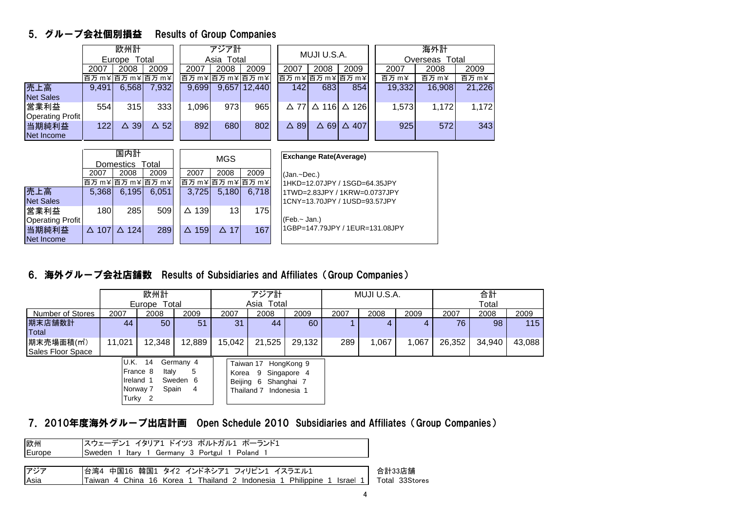## 5. グループ会社個別損益　Results of Group Companies

| | 欧州計 Europe Total | | | アジア計 Asia Total | | | MUJI U.S.A. | | | 海外計 Overseas Total | | |
|---|---|---|---|---|---|---|---|---|---|---|---|---|
| | 2007 | 2008 | 2009 | 2007 | 2008 | 2009 | 2007 | 2008 | 2009 | 2007 | 2008 | 2009 |
| | 百万 m¥ | 百万 m¥ | 百万 m¥ | 百万 m¥ | 百万 m¥ | 百万 m¥ | 百万 m¥ | 百万 m¥ | 百万 m¥ | 百万 m¥ | 百万 m¥ | 百万 m¥ |
| 売上高 Net Sales | 9,491 | 6,568 | 7,932 | 9,699 | 9,657 | 12,440 | 142 | 683 | 854 | 19,332 | 16,908 | 21,226 |
| 営業利益 Operating Profit | 554 | 315 | 333 | 1,096 | 973 | 965 | △ 77 | △ 116 | △ 126 | 1,573 | 1,172 | 1,172 |
| 当期純利益 Net Income | 122 | △ 39 | △ 52 | 892 | 680 | 802 | △ 89 | △ 69 | △ 407 | 925 | 572 | 343 |

| | 国内計 Domestics Total | | | MGS | | |
|---|---|---|---|---|---|---|
| | 2007 | 2008 | 2009 | 2007 | 2008 | 2009 |
| | 百万 m¥ | 百万 m¥ | 百万 m¥ | 百万 m¥ | 百万 m¥ | 百万 m¥ |
| 売上高 Net Sales | 5,368 | 6,195 | 6,051 | 3,725 | 5,180 | 6,718 |
| 営業利益 Operating Profit | 180 | 285 | 509 | △ 139 | 13 | 175 |
| 当期純利益 Net Income | △ 107 | △ 124 | 289 | △ 159 | △ 17 | 167 |

**Exchange Rate(Average)**

(Jan.~Dec.)
1HKD=12.07JPY / 1SGD=64.35JPY
1TWD=2.83JPY / 1KRW=0.0737JPY
1CNY=13.70JPY / 1USD=93.57JPY

(Feb.~ Jan.)
1GBP=147.79JPY / 1EUR=131.08JPY

## 6. 海外グループ会社店舗数　Results of Subsidiaries and Affiliates（Group Companies）

| | 欧州計 Europe Total | | | アジア計 Asia Total | | | MUJI U.S.A. | | | 合計 Total | | |
|---|---|---|---|---|---|---|---|---|---|---|---|---|
| Number of Stores | 2007 | 2008 | 2009 | 2007 | 2008 | 2009 | 2007 | 2008 | 2009 | 2007 | 2008 | 2009 |
| 期末店舗数計 Total | 44 | 50 | 51 | 31 | 44 | 60 | 1 | 4 | 4 | 76 | 98 | 115 |
| 期末売場面積(㎡) Sales Floor Space | 11,021 | 12,348 | 12,889 | 15,042 | 21,525 | 29,132 | 289 | 1,067 | 1,067 | 26,352 | 34,940 | 43,088 |

Europe: U.K. 14　Germany 4　France 8　Italy 5　Ireland 1　Sweden 6　Norway 7　Spain 4　Turky 2

Asia: Taiwan 17　HongKong 9　Korea 9　Singapore 4　Beijing 6　Shanghai 7　Thailand 7　Indonesia 1

## 7. 2010年度海外グループ出店計画　Open Schedule 2010 Subsidiaries and Affiliates（Group Companies）

| | |
|---|---|
| 欧州 Europe | スウェーデン1 イタリア1 ドイツ3 ポルトガル1 ポーランド1 / Sweden 1 Itary 1 Germany 3 Portgul 1 Poland 1 |
| アジア Asia | 台湾4 中国16 韓国1 タイ2 インドネシア1 フィリピン1 イスラエル1 / Taiwan 4 China 16 Korea 1 Thailand 2 Indonesia 1 Philippine 1 Israel 1 |

合計33店舗
Total 33Stores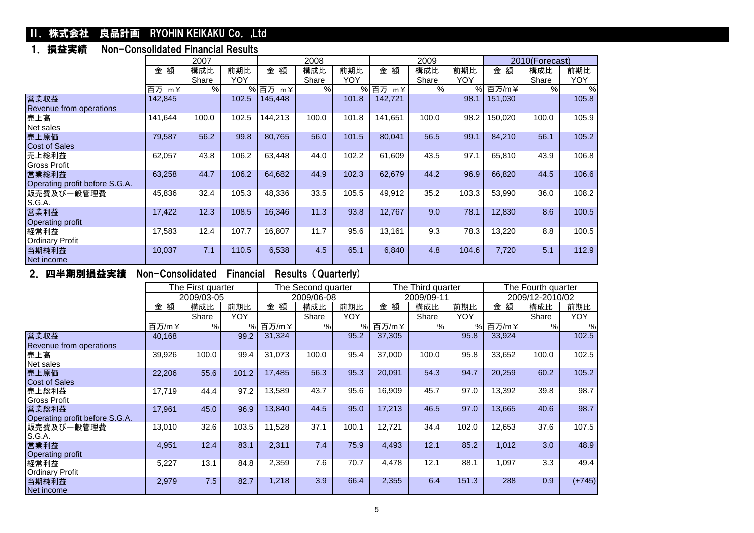## II．株式会社　良品計画　RYOHIN KEIKAKU Co. ,Ltd

### 1．損益実績　Non-Consolidated Financial Results

| | 2007 | | | 2008 | | | 2009 | | | 2010(Forecast) | | |
|---|---|---|---|---|---|---|---|---|---|---|---|---|
| | 金 額 | 構成比 | 前期比 | 金 額 | 構成比 | 前期比 | 金 額 | 構成比 | 前期比 | 金 額 | 構成比 | 前期比 |
| | | Share | YOY | | Share | YOY | | Share | YOY | | Share | YOY |
| | 百万 m¥ | % | % | 百万 m¥ | % | % | 百万 m¥ | % | % | 百万/m¥ | % | % |
| 営業収益 Revenue from operations | 142,845 | | 102.5 | 145,448 | | 101.8 | 142,721 | | 98.1 | 151,030 | | 105.8 |
| 売上高 Net sales | 141,644 | 100.0 | 102.5 | 144,213 | 100.0 | 101.8 | 141,651 | 100.0 | 98.2 | 150,020 | 100.0 | 105.9 |
| 売上原価 Cost of Sales | 79,587 | 56.2 | 99.8 | 80,765 | 56.0 | 101.5 | 80,041 | 56.5 | 99.1 | 84,210 | 56.1 | 105.2 |
| 売上総利益 Gross Profit | 62,057 | 43.8 | 106.2 | 63,448 | 44.0 | 102.2 | 61,609 | 43.5 | 97.1 | 65,810 | 43.9 | 106.8 |
| 営業総利益 Operating profit before S.G.A. | 63,258 | 44.7 | 106.2 | 64,682 | 44.9 | 102.3 | 62,679 | 44.2 | 96.9 | 66,820 | 44.5 | 106.6 |
| 販売費及び一般管理費 S.G.A. | 45,836 | 32.4 | 105.3 | 48,336 | 33.5 | 105.5 | 49,912 | 35.2 | 103.3 | 53,990 | 36.0 | 108.2 |
| 営業利益 Operating profit | 17,422 | 12.3 | 108.5 | 16,346 | 11.3 | 93.8 | 12,767 | 9.0 | 78.1 | 12,830 | 8.6 | 100.5 |
| 経常利益 Ordinary Profit | 17,583 | 12.4 | 107.7 | 16,807 | 11.7 | 95.6 | 13,161 | 9.3 | 78.3 | 13,220 | 8.8 | 100.5 |
| 当期純利益 Net income | 10,037 | 7.1 | 110.5 | 6,538 | 4.5 | 65.1 | 6,840 | 4.8 | 104.6 | 7,720 | 5.1 | 112.9 |

### 2．四半期別損益実績　Non-Consolidated Financial Results (Quarterly)

| | The First quarter | | | The Second quarter | | | The Third quarter | | | The Fourth quarter | | |
|---|---|---|---|---|---|---|---|---|---|---|---|---|
| | 2009/03-05 | | | 2009/06-08 | | | 2009/09-11 | | | 2009/12-2010/02 | | |
| | 金 額 | 構成比 | 前期比 | 金 額 | 構成比 | 前期比 | 金 額 | 構成比 | 前期比 | 金 額 | 構成比 | 前期比 |
| | | Share | YOY | | Share | YOY | | Share | YOY | | Share | YOY |
| | 百万/m¥ | % | % | 百万/m¥ | % | % | 百万/m¥ | % | % | 百万/m¥ | % | % |
| 営業収益 Revenue from operations | 40,168 | | 99.2 | 31,324 | | 95.2 | 37,305 | | 95.8 | 33,924 | | 102.5 |
| 売上高 Net sales | 39,926 | 100.0 | 99.4 | 31,073 | 100.0 | 95.4 | 37,000 | 100.0 | 95.8 | 33,652 | 100.0 | 102.5 |
| 売上原価 Cost of Sales | 22,206 | 55.6 | 101.2 | 17,485 | 56.3 | 95.3 | 20,091 | 54.3 | 94.7 | 20,259 | 60.2 | 105.2 |
| 売上総利益 Gross Profit | 17,719 | 44.4 | 97.2 | 13,589 | 43.7 | 95.6 | 16,909 | 45.7 | 97.0 | 13,392 | 39.8 | 98.7 |
| 営業総利益 Operating profit before S.G.A. | 17,961 | 45.0 | 96.9 | 13,840 | 44.5 | 95.0 | 17,213 | 46.5 | 97.0 | 13,665 | 40.6 | 98.7 |
| 販売費及び一般管理費 S.G.A. | 13,010 | 32.6 | 103.5 | 11,528 | 37.1 | 100.1 | 12,721 | 34.4 | 102.0 | 12,653 | 37.6 | 107.5 |
| 営業利益 Operating profit | 4,951 | 12.4 | 83.1 | 2,311 | 7.4 | 75.9 | 4,493 | 12.1 | 85.2 | 1,012 | 3.0 | 48.9 |
| 経常利益 Ordinary Profit | 5,227 | 13.1 | 84.8 | 2,359 | 7.6 | 70.7 | 4,478 | 12.1 | 88.1 | 1,097 | 3.3 | 49.4 |
| 当期純利益 Net income | 2,979 | 7.5 | 82.7 | 1,218 | 3.9 | 66.4 | 2,355 | 6.4 | 151.3 | 288 | 0.9 | (+745) |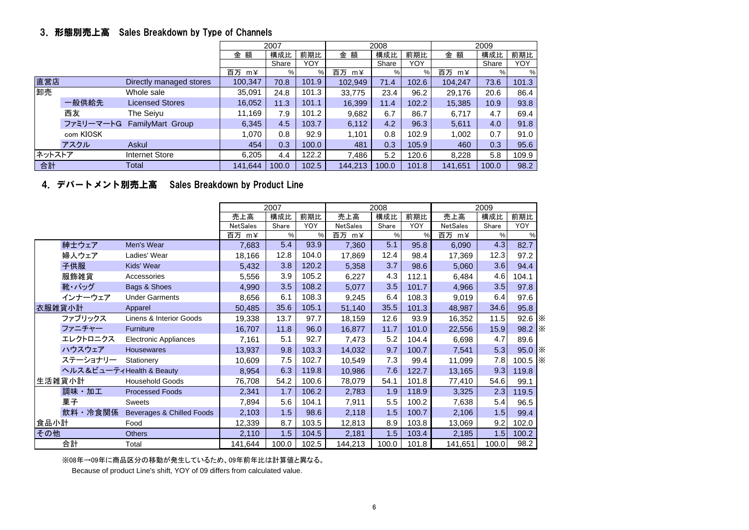## 3. 形態別売上高 Sales Breakdown by Type of Channels

| | | | 2007 | | | 2008 | | | 2009 | | |
|---|---|---|---|---|---|---|---|---|---|---|---|
| | | | 金 額 | 構成比 | 前期比 | 金 額 | 構成比 | 前期比 | 金 額 | 構成比 | 前期比 |
| | | | | Share | YOY | | Share | YOY | | Share | YOY |
| | | | 百万 m¥ | % | % | 百万 m¥ | % | % | 百万 m¥ | % | % |
| 直営店 | | Directly managed stores | 100,347 | 70.8 | 101.9 | 102,949 | 71.4 | 102.6 | 104,247 | 73.6 | 101.3 |
| 卸売 | | Whole sale | 35,091 | 24.8 | 101.3 | 33,775 | 23.4 | 96.2 | 29,176 | 20.6 | 86.4 |
| | 一般供給先 | Licensed Stores | 16,052 | 11.3 | 101.1 | 16,399 | 11.4 | 102.2 | 15,385 | 10.9 | 93.8 |
| | 西友 | The Seiyu | 11,169 | 7.9 | 101.2 | 9,682 | 6.7 | 86.7 | 6,717 | 4.7 | 69.4 |
| | ファミリーマートG | FamilyMart Group | 6,345 | 4.5 | 103.7 | 6,112 | 4.2 | 96.3 | 5,611 | 4.0 | 91.8 |
| | com KIOSK | | 1,070 | 0.8 | 92.9 | 1,101 | 0.8 | 102.9 | 1,002 | 0.7 | 91.0 |
| | アスクル | Askul | 454 | 0.3 | 100.0 | 481 | 0.3 | 105.9 | 460 | 0.3 | 95.6 |
| ネットストア | | Internet Store | 6,205 | 4.4 | 122.2 | 7,486 | 5.2 | 120.6 | 8,228 | 5.8 | 109.9 |
| 合計 | | Total | 141,644 | 100.0 | 102.5 | 144,213 | 100.0 | 101.8 | 141,651 | 100.0 | 98.2 |

## 4. デパートメント別売上高 Sales Breakdown by Product Line

| | | | 2007 | | | 2008 | | | 2009 | | | |
|---|---|---|---|---|---|---|---|---|---|---|---|---|
| | | | 売上高 | 構成比 | 前期比 | 売上高 | 構成比 | 前期比 | 売上高 | 構成比 | 前期比 | |
| | | | NetSales | Share | YOY | NetSales | Share | YOY | NetSales | Share | YOY | |
| | | | 百万 m¥ | % | % | 百万 m¥ | % | % | 百万 m¥ | % | % | |
| | 紳士ウェア | Men's Wear | 7,683 | 5.4 | 93.9 | 7,360 | 5.1 | 95.8 | 6,090 | 4.3 | 82.7 | |
| | 婦人ウェア | Ladies' Wear | 18,166 | 12.8 | 104.0 | 17,869 | 12.4 | 98.4 | 17,369 | 12.3 | 97.2 | |
| | 子供服 | Kids' Wear | 5,432 | 3.8 | 120.2 | 5,358 | 3.7 | 98.6 | 5,060 | 3.6 | 94.4 | |
| | 服飾雑貨 | Accessories | 5,556 | 3.9 | 105.2 | 6,227 | 4.3 | 112.1 | 6,484 | 4.6 | 104.1 | |
| | 靴・バッグ | Bags & Shoes | 4,990 | 3.5 | 108.2 | 5,077 | 3.5 | 101.7 | 4,966 | 3.5 | 97.8 | |
| | インナーウェア | Under Garments | 8,656 | 6.1 | 108.3 | 9,245 | 6.4 | 108.3 | 9,019 | 6.4 | 97.6 | |
| 衣服雑貨小計 | | Apparel | 50,485 | 35.6 | 105.1 | 51,140 | 35.5 | 101.3 | 48,987 | 34.6 | 95.8 | |
| | ファブリックス | Linens & Interior Goods | 19,338 | 13.7 | 97.7 | 18,159 | 12.6 | 93.9 | 16,352 | 11.5 | 92.6 | ※ |
| | ファニチャー | Furniture | 16,707 | 11.8 | 96.0 | 16,877 | 11.7 | 101.0 | 22,556 | 15.9 | 98.2 | ※ |
| | エレクトロニクス | Electronic Appliances | 7,161 | 5.1 | 92.7 | 7,473 | 5.2 | 104.4 | 6,698 | 4.7 | 89.6 | |
| | ハウスウェア | Housewares | 13,937 | 9.8 | 103.3 | 14,032 | 9.7 | 100.7 | 7,541 | 5.3 | 95.0 | ※ |
| | ステーショナリー | Stationery | 10,609 | 7.5 | 102.7 | 10,549 | 7.3 | 99.4 | 11,099 | 7.8 | 100.5 | ※ |
| | ヘルス&ビューティ | Health & Beauty | 8,954 | 6.3 | 119.8 | 10,986 | 7.6 | 122.7 | 13,165 | 9.3 | 119.8 | |
| 生活雑貨小計 | | Household Goods | 76,708 | 54.2 | 100.6 | 78,079 | 54.1 | 101.8 | 77,410 | 54.6 | 99.1 | |
| | 調味・加工 | Processed Foods | 2,341 | 1.7 | 106.2 | 2,783 | 1.9 | 118.9 | 3,325 | 2.3 | 119.5 | |
| | 菓子 | Sweets | 7,894 | 5.6 | 104.1 | 7,911 | 5.5 | 100.2 | 7,638 | 5.4 | 96.5 | |
| | 飲料・冷食関係 | Beverages & Chilled Foods | 2,103 | 1.5 | 98.6 | 2,118 | 1.5 | 100.7 | 2,106 | 1.5 | 99.4 | |
| 食品小計 | | Food | 12,339 | 8.7 | 103.5 | 12,813 | 8.9 | 103.8 | 13,069 | 9.2 | 102.0 | |
| その他 | | Others | 2,110 | 1.5 | 104.5 | 2,181 | 1.5 | 103.4 | 2,185 | 1.5 | 100.2 | |
| | 合計 | Total | 141,644 | 100.0 | 102.5 | 144,213 | 100.0 | 101.8 | 141,651 | 100.0 | 98.2 | |

※08年→09年に商品区分の移動が発生しているため、09年前年比は計算値と異なる。

Because of product Line's shift, YOY of 09 differs from calculated value.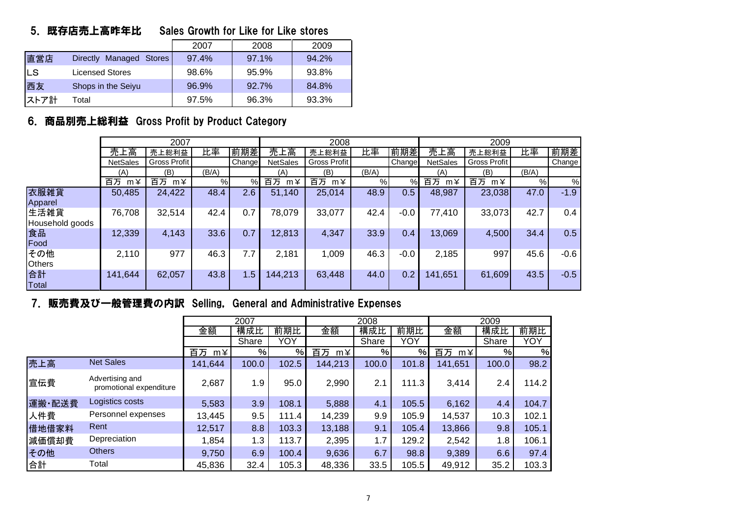## 5. 既存店売上高昨年比　Sales Growth for Like for Like stores

| | | 2007 | 2008 | 2009 |
|---|---|---|---|---|
| 直営店 | Directly Managed Stores | 97.4% | 97.1% | 94.2% |
| LS | Licensed Stores | 98.6% | 95.9% | 93.8% |
| 西友 | Shops in the Seiyu | 96.9% | 92.7% | 84.8% |
| ストア計 | Total | 97.5% | 96.3% | 93.3% |

## 6. 商品別売上総利益　Gross Profit by Product Category

| | 2007 | | | | 2008 | | | | 2009 | | | |
|---|---|---|---|---|---|---|---|---|---|---|---|---|
| | 売上高 | 売上総利益 | 比率 | 前期差 | 売上高 | 売上総利益 | 比率 | 前期差 | 売上高 | 売上総利益 | 比率 | 前期差 |
| | NetSales | Gross Profit | | Change | NetSales | Gross Profit | | Change | NetSales | Gross Profit | | Change |
| | (A) | (B) | (B/A) | | (A) | (B) | (B/A) | | (A) | (B) | (B/A) | |
| | 百万 m¥ | 百万 m¥ | % | % | 百万 m¥ | 百万 m¥ | % | % | 百万 m¥ | 百万 m¥ | % | % |
| 衣服雑貨 Apparel | 50,485 | 24,422 | 48.4 | 2.6 | 51,140 | 25,014 | 48.9 | 0.5 | 48,987 | 23,038 | 47.0 | -1.9 |
| 生活雑貨 Household goods | 76,708 | 32,514 | 42.4 | 0.7 | 78,079 | 33,077 | 42.4 | -0.0 | 77,410 | 33,073 | 42.7 | 0.4 |
| 食品 Food | 12,339 | 4,143 | 33.6 | 0.7 | 12,813 | 4,347 | 33.9 | 0.4 | 13,069 | 4,500 | 34.4 | 0.5 |
| その他 Others | 2,110 | 977 | 46.3 | 7.7 | 2,181 | 1,009 | 46.3 | -0.0 | 2,185 | 997 | 45.6 | -0.6 |
| 合計 Total | 141,644 | 62,057 | 43.8 | 1.5 | 144,213 | 63,448 | 44.0 | 0.2 | 141,651 | 61,609 | 43.5 | -0.5 |

## 7. 販売費及び一般管理費の内訳　Selling, General and Administrative Expenses

| | | 2007 | | | 2008 | | | 2009 | | |
|---|---|---|---|---|---|---|---|---|---|---|
| | | 金額 | 構成比 | 前期比 | 金額 | 構成比 | 前期比 | 金額 | 構成比 | 前期比 |
| | | | Share | YOY | | Share | YOY | | Share | YOY |
| | | 百万 m¥ | % | % | 百万 m¥ | % | % | 百万 m¥ | % | % |
| 売上高 | Net Sales | 141,644 | 100.0 | 102.5 | 144,213 | 100.0 | 101.8 | 141,651 | 100.0 | 98.2 |
| 宣伝費 | Advertising and promotional expenditure | 2,687 | 1.9 | 95.0 | 2,990 | 2.1 | 111.3 | 3,414 | 2.4 | 114.2 |
| 運搬・配送費 | Logistics costs | 5,583 | 3.9 | 108.1 | 5,888 | 4.1 | 105.5 | 6,162 | 4.4 | 104.7 |
| 人件費 | Personnel expenses | 13,445 | 9.5 | 111.4 | 14,239 | 9.9 | 105.9 | 14,537 | 10.3 | 102.1 |
| 借地借家料 | Rent | 12,517 | 8.8 | 103.3 | 13,188 | 9.1 | 105.4 | 13,866 | 9.8 | 105.1 |
| 減価償却費 | Depreciation | 1,854 | 1.3 | 113.7 | 2,395 | 1.7 | 129.2 | 2,542 | 1.8 | 106.1 |
| その他 | Others | 9,750 | 6.9 | 100.4 | 9,636 | 6.7 | 98.8 | 9,389 | 6.6 | 97.4 |
| 合計 | Total | 45,836 | 32.4 | 105.3 | 48,336 | 33.5 | 105.5 | 49,912 | 35.2 | 103.3 |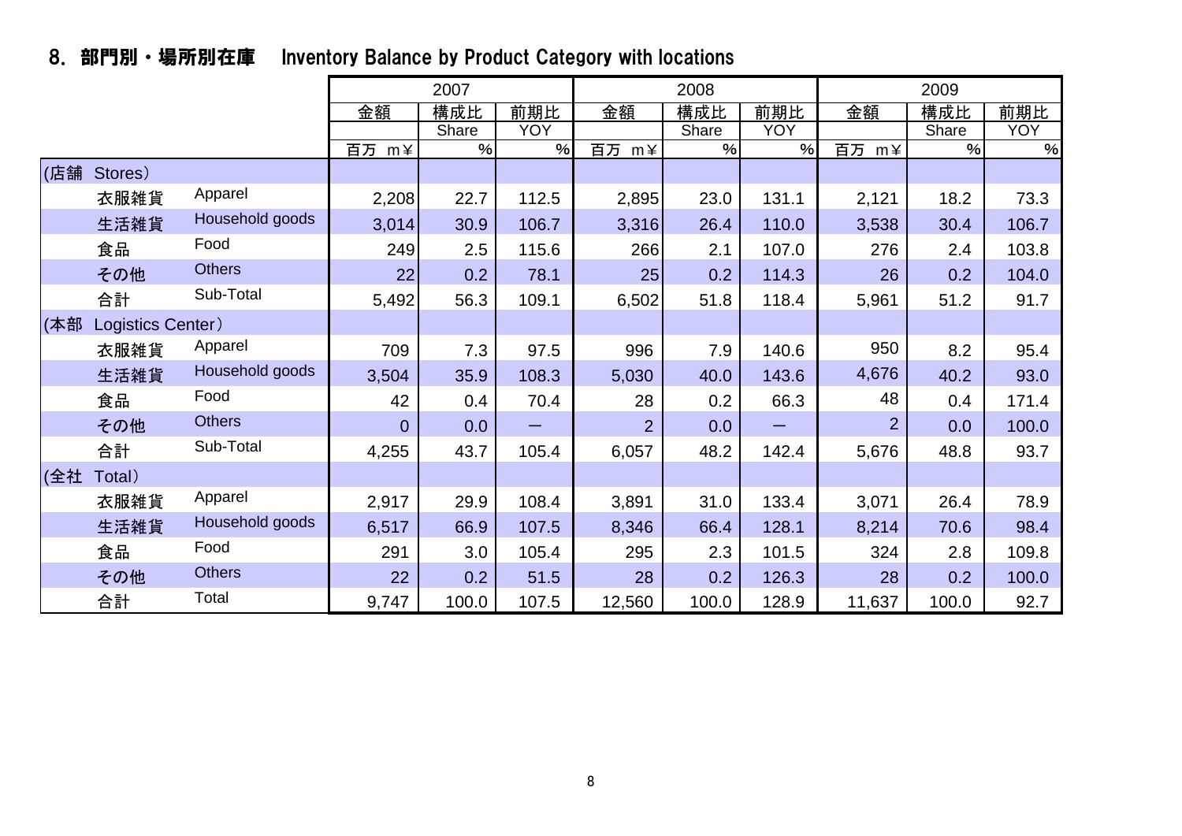## 8. 部門別・場所別在庫　Inventory Balance by Product Category with locations

| | | 2007 | | | 2008 | | | 2009 | | |
|---|---|---|---|---|---|---|---|---|---|---|
| | | 金額 | 構成比 | 前期比 | 金額 | 構成比 | 前期比 | 金額 | 構成比 | 前期比 |
| | | | Share | YOY | | Share | YOY | | Share | YOY |
| | | 百万 m¥ | % | % | 百万 m¥ | % | % | 百万 m¥ | % | % |
| (店舗 Stores) | | | | | | | | | | |
| 衣服雑貨 | Apparel | 2,208 | 22.7 | 112.5 | 2,895 | 23.0 | 131.1 | 2,121 | 18.2 | 73.3 |
| 生活雑貨 | Household goods | 3,014 | 30.9 | 106.7 | 3,316 | 26.4 | 110.0 | 3,538 | 30.4 | 106.7 |
| 食品 | Food | 249 | 2.5 | 115.6 | 266 | 2.1 | 107.0 | 276 | 2.4 | 103.8 |
| その他 | Others | 22 | 0.2 | 78.1 | 25 | 0.2 | 114.3 | 26 | 0.2 | 104.0 |
| 合計 | Sub-Total | 5,492 | 56.3 | 109.1 | 6,502 | 51.8 | 118.4 | 5,961 | 51.2 | 91.7 |
| (本部 Logistics Center) | | | | | | | | | | |
| 衣服雑貨 | Apparel | 709 | 7.3 | 97.5 | 996 | 7.9 | 140.6 | 950 | 8.2 | 95.4 |
| 生活雑貨 | Household goods | 3,504 | 35.9 | 108.3 | 5,030 | 40.0 | 143.6 | 4,676 | 40.2 | 93.0 |
| 食品 | Food | 42 | 0.4 | 70.4 | 28 | 0.2 | 66.3 | 48 | 0.4 | 171.4 |
| その他 | Others | 0 | 0.0 | ― | 2 | 0.0 | ― | 2 | 0.0 | 100.0 |
| 合計 | Sub-Total | 4,255 | 43.7 | 105.4 | 6,057 | 48.2 | 142.4 | 5,676 | 48.8 | 93.7 |
| (全社 Total) | | | | | | | | | | |
| 衣服雑貨 | Apparel | 2,917 | 29.9 | 108.4 | 3,891 | 31.0 | 133.4 | 3,071 | 26.4 | 78.9 |
| 生活雑貨 | Household goods | 6,517 | 66.9 | 107.5 | 8,346 | 66.4 | 128.1 | 8,214 | 70.6 | 98.4 |
| 食品 | Food | 291 | 3.0 | 105.4 | 295 | 2.3 | 101.5 | 324 | 2.8 | 109.8 |
| その他 | Others | 22 | 0.2 | 51.5 | 28 | 0.2 | 126.3 | 28 | 0.2 | 100.0 |
| 合計 | Total | 9,747 | 100.0 | 107.5 | 12,560 | 100.0 | 128.9 | 11,637 | 100.0 | 92.7 |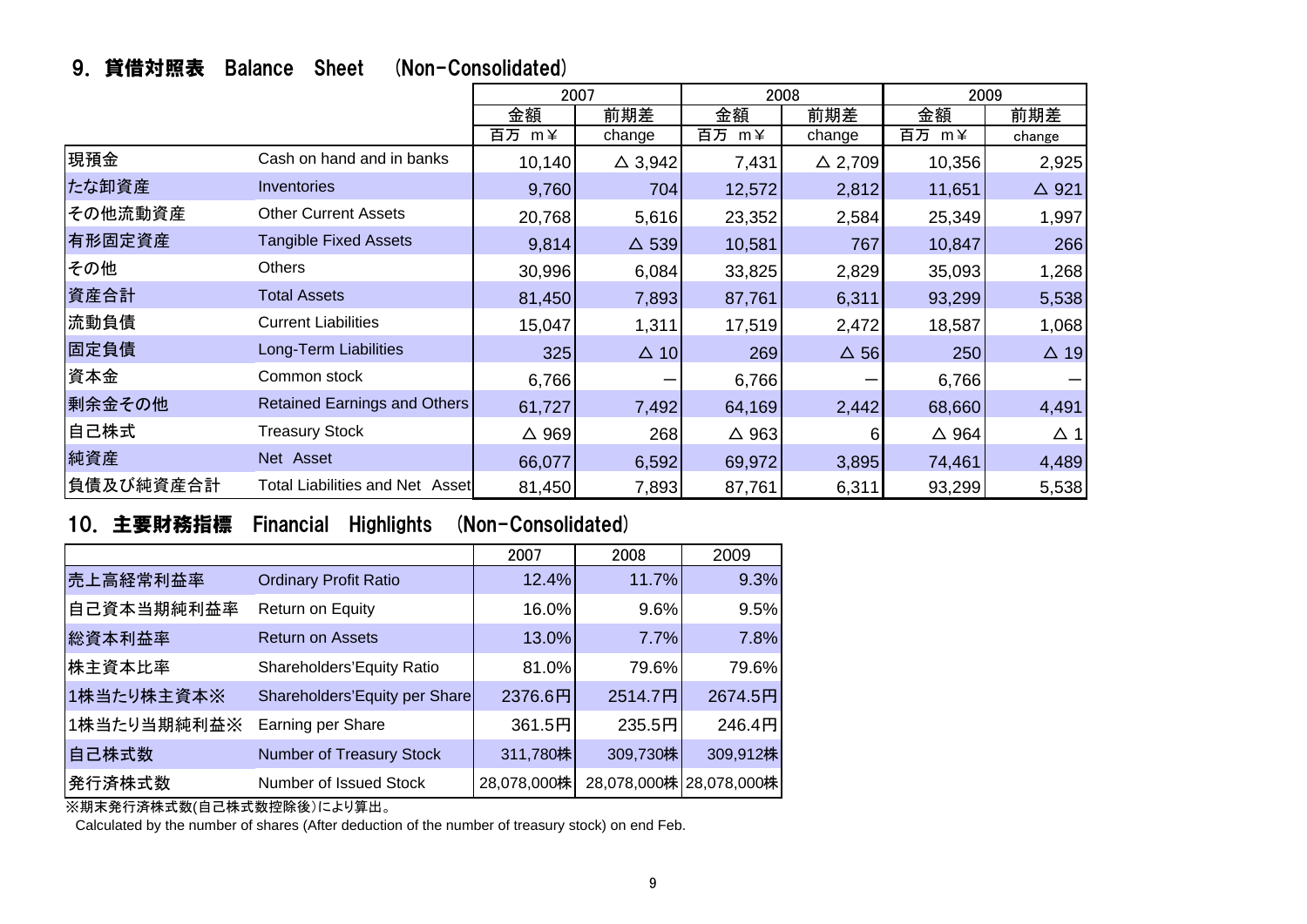## 9. 貸借対照表　Balance　Sheet　(Non-Consolidated)

| | | 2007 | | 2008 | | 2009 | |
|---|---|---|---|---|---|---|---|
| | | 金額 | 前期差 | 金額 | 前期差 | 金額 | 前期差 |
| | | 百万 m￥ | change | 百万 m￥ | change | 百万 m￥ | change |
| 現預金 | Cash on hand and in banks | 10,140 | △ 3,942 | 7,431 | △ 2,709 | 10,356 | 2,925 |
| たな卸資産 | Inventories | 9,760 | 704 | 12,572 | 2,812 | 11,651 | △ 921 |
| その他流動資産 | Other Current Assets | 20,768 | 5,616 | 23,352 | 2,584 | 25,349 | 1,997 |
| 有形固定資産 | Tangible Fixed Assets | 9,814 | △ 539 | 10,581 | 767 | 10,847 | 266 |
| その他 | Others | 30,996 | 6,084 | 33,825 | 2,829 | 35,093 | 1,268 |
| 資産合計 | Total Assets | 81,450 | 7,893 | 87,761 | 6,311 | 93,299 | 5,538 |
| 流動負債 | Current Liabilities | 15,047 | 1,311 | 17,519 | 2,472 | 18,587 | 1,068 |
| 固定負債 | Long-Term Liabilities | 325 | △ 10 | 269 | △ 56 | 250 | △ 19 |
| 資本金 | Common stock | 6,766 | － | 6,766 | － | 6,766 | － |
| 剰余金その他 | Retained Earnings and Others | 61,727 | 7,492 | 64,169 | 2,442 | 68,660 | 4,491 |
| 自己株式 | Treasury Stock | △ 969 | 268 | △ 963 | 6 | △ 964 | △ 1 |
| 純資産 | Net Asset | 66,077 | 6,592 | 69,972 | 3,895 | 74,461 | 4,489 |
| 負債及び純資産合計 | Total Liabilities and Net Asset | 81,450 | 7,893 | 87,761 | 6,311 | 93,299 | 5,538 |

## 10. 主要財務指標　Financial　Highlights　(Non-Consolidated)

| | | 2007 | 2008 | 2009 |
|---|---|---|---|---|
| 売上高経常利益率 | Ordinary Profit Ratio | 12.4% | 11.7% | 9.3% |
| 自己資本当期純利益率 | Return on Equity | 16.0% | 9.6% | 9.5% |
| 総資本利益率 | Return on Assets | 13.0% | 7.7% | 7.8% |
| 株主資本比率 | Shareholders'Equity Ratio | 81.0% | 79.6% | 79.6% |
| 1株当たり株主資本※ | Shareholders'Equity per Share | 2376.6円 | 2514.7円 | 2674.5円 |
| 1株当たり当期純利益※ | Earning per Share | 361.5円 | 235.5円 | 246.4円 |
| 自己株式数 | Number of Treasury Stock | 311,780株 | 309,730株 | 309,912株 |
| 発行済株式数 | Number of Issued Stock | 28,078,000株 | 28,078,000株 | 28,078,000株 |

※期末発行済株式数(自己株式数控除後)により算出。

Calculated by the number of shares (After deduction of the number of treasury stock) on end Feb.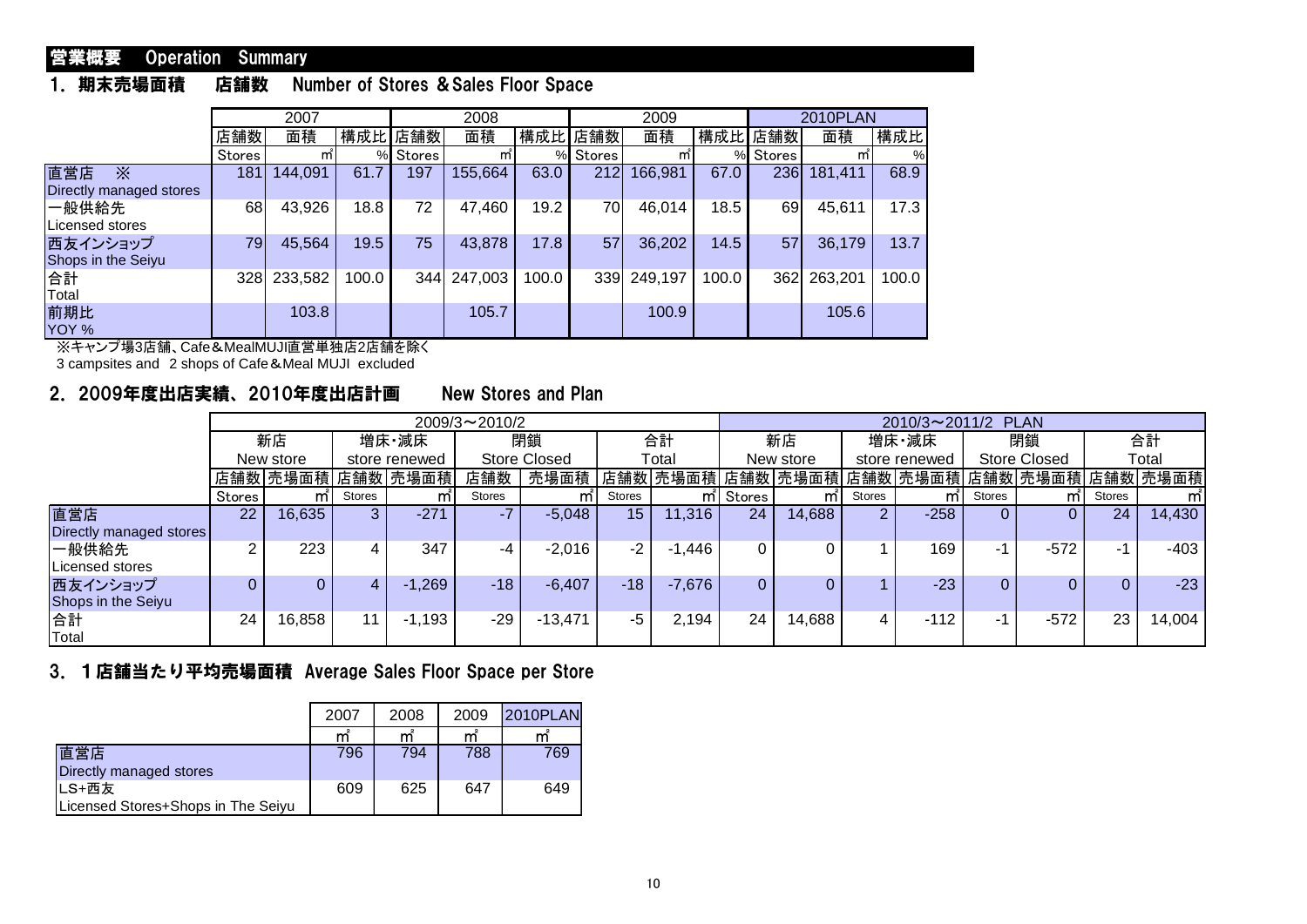## 営業概要　Operation Summary

### 1．期末売場面積　店舗数　Number of Stores ＆Sales Floor Space

| | 2007 | | | 2008 | | | 2009 | | | 2010PLAN | | |
|---|---|---|---|---|---|---|---|---|---|---|---|---|
| | 店舗数 | 面積 | 構成比 | 店舗数 | 面積 | 構成比 | 店舗数 | 面積 | 構成比 | 店舗数 | 面積 | 構成比 |
| | Stores | ㎡ | % | Stores | ㎡ | % | Stores | ㎡ | % | Stores | ㎡ | % |
| 直営店　※ Directly managed stores | 181 | 144,091 | 61.7 | 197 | 155,664 | 63.0 | 212 | 166,981 | 67.0 | 236 | 181,411 | 68.9 |
| 一般供給先 Licensed stores | 68 | 43,926 | 18.8 | 72 | 47,460 | 19.2 | 70 | 46,014 | 18.5 | 69 | 45,611 | 17.3 |
| 西友インショップ Shops in the Seiyu | 79 | 45,564 | 19.5 | 75 | 43,878 | 17.8 | 57 | 36,202 | 14.5 | 57 | 36,179 | 13.7 |
| 合計 Total | 328 | 233,582 | 100.0 | 344 | 247,003 | 100.0 | 339 | 249,197 | 100.0 | 362 | 263,201 | 100.0 |
| 前期比 YOY % | | 103.8 | | | 105.7 | | | 100.9 | | | 105.6 | |

※キャンプ場3店舗、Cafe&MealMUJI直営単独店2店舗を除く
3 campsites and 2 shops of Cafe＆Meal MUJI excluded

### 2．2009年度出店実績、2010年度出店計画　New Stores and Plan

| | 2009/3～2010/2 | | | | | | | | 2010/3～2011/2 PLAN | | | | | | | |
|---|---|---|---|---|---|---|---|---|---|---|---|---|---|---|---|---|
| | 新店 New store | | 増床・減床 store renewed | | 閉鎖 Store Closed | | 合計 Total | | 新店 New store | | 増床・減床 store renewed | | 閉鎖 Store Closed | | 合計 Total | |
| | 店舗数 | 売場面積 | 店舗数 | 売場面積 | 店舗数 | 売場面積 | 店舗数 | 売場面積 | 店舗数 | 売場面積 | 店舗数 | 売場面積 | 店舗数 | 売場面積 | 店舗数 | 売場面積 |
| | Stores | ㎡ | Stores | ㎡ | Stores | ㎡ | Stores | ㎡ | Stores | ㎡ | Stores | ㎡ | Stores | ㎡ | Stores | ㎡ |
| 直営店 Directly managed stores | 22 | 16,635 | 3 | -271 | -7 | -5,048 | 15 | 11,316 | 24 | 14,688 | 2 | -258 | 0 | 0 | 24 | 14,430 |
| 一般供給先 Licensed stores | 2 | 223 | 4 | 347 | -4 | -2,016 | -2 | -1,446 | 0 | 0 | 1 | 169 | -1 | -572 | -1 | -403 |
| 西友インショップ Shops in the Seiyu | 0 | 0 | 4 | -1,269 | -18 | -6,407 | -18 | -7,676 | 0 | 0 | 1 | -23 | 0 | 0 | 0 | -23 |
| 合計 Total | 24 | 16,858 | 11 | -1,193 | -29 | -13,471 | -5 | 2,194 | 24 | 14,688 | 4 | -112 | -1 | -572 | 23 | 14,004 |

### 3．１店舗当たり平均売場面積　Average Sales Floor Space per Store

| | 2007 | 2008 | 2009 | 2010PLAN |
|---|---|---|---|---|
| | ㎡ | ㎡ | ㎡ | ㎡ |
| 直営店 Directly managed stores | 796 | 794 | 788 | 769 |
| LS+西友 Licensed Stores+Shops in The Seiyu | 609 | 625 | 647 | 649 |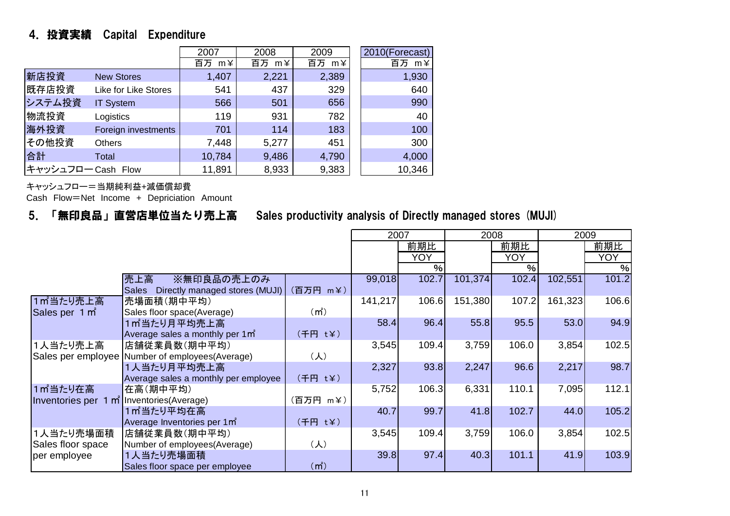## 4. 投資実績　Capital　Expenditure

| | | 2007 | 2008 | 2009 | 2010(Forecast) |
|---|---|---|---|---|---|
| | | 百万 m¥ | 百万 m¥ | 百万 m¥ | 百万 m¥ |
| 新店投資 | New Stores | 1,407 | 2,221 | 2,389 | 1,930 |
| 既存店投資 | Like for Like Stores | 541 | 437 | 329 | 640 |
| システム投資 | IT System | 566 | 501 | 656 | 990 |
| 物流投資 | Logistics | 119 | 931 | 782 | 40 |
| 海外投資 | Foreign investments | 701 | 114 | 183 | 100 |
| その他投資 | Others | 7,448 | 5,277 | 451 | 300 |
| 合計 | Total | 10,784 | 9,486 | 4,790 | 4,000 |
| キャッシュフロー | Cash　Flow | 11,891 | 8,933 | 9,383 | 10,346 |

キャッシュフロー＝当期純利益+減価償却費
Cash　Flow＝Net　Income　+　Depriciation　Amount

## 5. 「無印良品」直営店単位当たり売上高　Sales productivity analysis of Directly managed stores (MUJI)

| | | | 2007 | | 2008 | | 2009 | |
|---|---|---|---|---|---|---|---|---|
| | | | | 前期比 YOY % | | 前期比 YOY % | | 前期比 YOY % |
| | 売上高　※無印良品の売上のみ Sales　Directly managed stores (MUJI) | (百万円　m¥) | 99,018 | 102.7 | 101,374 | 102.4 | 102,551 | 101.2 |
| 1㎡当たり売上高 Sales per 1㎡ | 売場面積(期中平均) Sales floor space(Average) | (㎡) | 141,217 | 106.6 | 151,380 | 107.2 | 161,323 | 106.6 |
| | 1㎡当たり月平均売上高 Average sales a monthly per 1㎡ | (千円　t¥) | 58.4 | 96.4 | 55.8 | 95.5 | 53.0 | 94.9 |
| 1人当たり売上高 Sales per employee | 店舗従業員数(期中平均) Number of employees(Average) | (人) | 3,545 | 109.4 | 3,759 | 106.0 | 3,854 | 102.5 |
| | 1人当たり月平均売上高 Average sales a monthly per employee | (千円　t¥) | 2,327 | 93.8 | 2,247 | 96.6 | 2,217 | 98.7 |
| 1㎡当たり在高 Inventories per 1㎡ | 在高(期中平均) Inventories(Average) | (百万円　m¥) | 5,752 | 106.3 | 6,331 | 110.1 | 7,095 | 112.1 |
| | 1㎡当たり平均在高 Average Inventories per 1㎡ | (千円　t¥) | 40.7 | 99.7 | 41.8 | 102.7 | 44.0 | 105.2 |
| 1人当たり売場面積 Sales floor space per employee | 店舗従業員数(期中平均) Number of employees(Average) | (人) | 3,545 | 109.4 | 3,759 | 106.0 | 3,854 | 102.5 |
| | 1人当たり売場面積 Sales floor space per employee | (㎡) | 39.8 | 97.4 | 40.3 | 101.1 | 41.9 | 103.9 |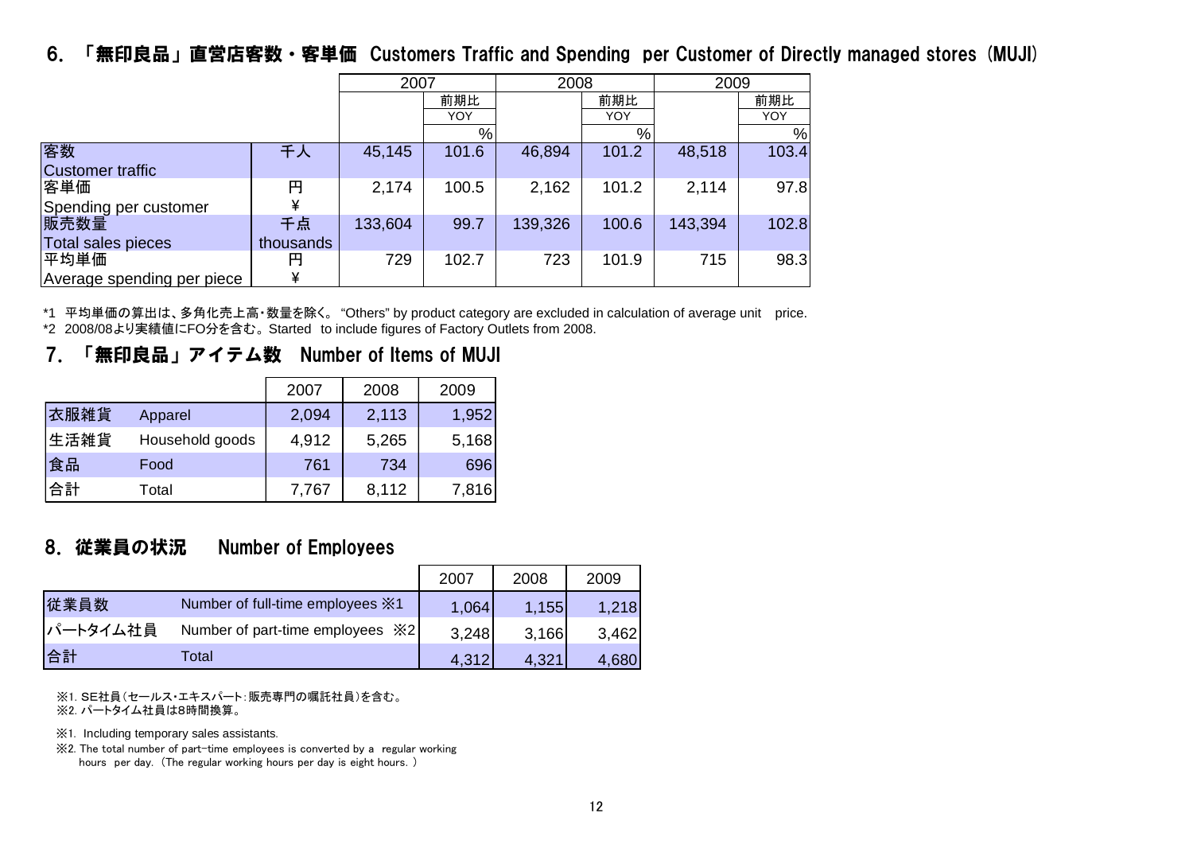## 6. 「無印良品」直営店客数・客単価 Customers Traffic and Spending per Customer of Directly managed stores（MUJI）

| | | 2007 | | 2008 | | 2009 | |
|---|---|---|---|---|---|---|---|
| | | | 前期比 YOY % | | 前期比 YOY % | | 前期比 YOY % |
| 客数 Customer traffic | 千人 | 45,145 | 101.6 | 46,894 | 101.2 | 48,518 | 103.4 |
| 客単価 Spending per customer | 円 ¥ | 2,174 | 100.5 | 2,162 | 101.2 | 2,114 | 97.8 |
| 販売数量 Total sales pieces | 千点 thousands | 133,604 | 99.7 | 139,326 | 100.6 | 143,394 | 102.8 |
| 平均単価 Average spending per piece | 円 ¥ | 729 | 102.7 | 723 | 101.9 | 715 | 98.3 |

*1 平均単価の算出は、多角化売上高・数量を除く。 "Others" by product category are excluded in calculation of average unit price.
*2 2008/08より実績値にFO分を含む。Started to include figures of Factory Outlets from 2008.

## 7. 「無印良品」アイテム数 Number of Items of MUJI

| | | 2007 | 2008 | 2009 |
|---|---|---|---|---|
| 衣服雑貨 | Apparel | 2,094 | 2,113 | 1,952 |
| 生活雑貨 | Household goods | 4,912 | 5,265 | 5,168 |
| 食品 | Food | 761 | 734 | 696 |
| 合計 | Total | 7,767 | 8,112 | 7,816 |

## 8. 従業員の状況 Number of Employees

| | | 2007 | 2008 | 2009 |
|---|---|---|---|---|
| 従業員数 | Number of full-time employees ※1 | 1,064 | 1,155 | 1,218 |
| パートタイム社員 | Number of part-time employees ※2 | 3,248 | 3,166 | 3,462 |
| 合計 | Total | 4,312 | 4,321 | 4,680 |

※1. SE社員（セールス・エキスパート：販売専門の嘱託社員）を含む。
※2. パートタイム社員は8時間換算。

※1. Including temporary sales assistants.
※2. The total number of part-time employees is converted by a regular working hours per day. （The regular working hours per day is eight hours. ）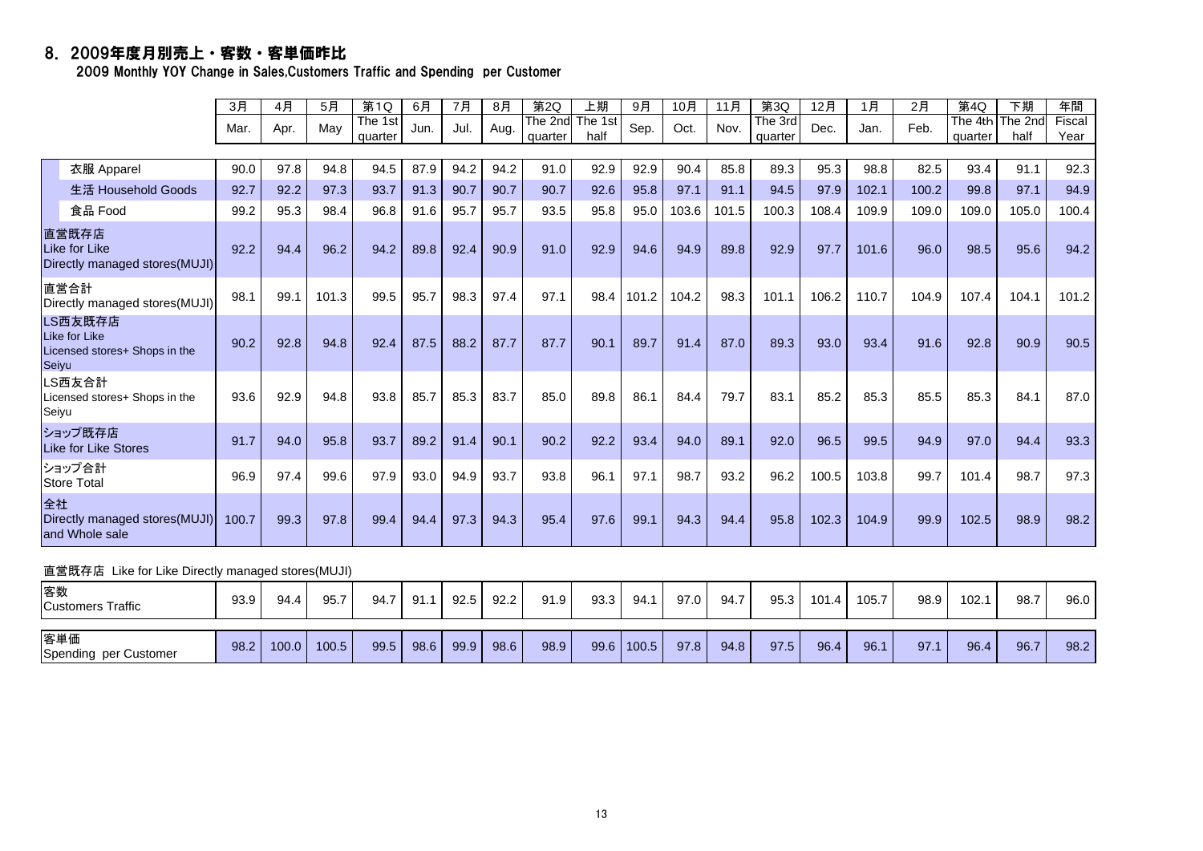## 8. 2009年度月別売上・客数・客単価昨比

2009 Monthly YOY Change in Sales,Customers Traffic and Spending per Customer

| | 3月 Mar. | 4月 Apr. | 5月 May | 第1Q The 1st quarter | 6月 Jun. | 7月 Jul. | 8月 Aug. | 第2Q The 2nd quarter | 上期 The 1st half | 9月 Sep. | 10月 Oct. | 11月 Nov. | 第3Q The 3rd quarter | 12月 Dec. | 1月 Jan. | 2月 Feb. | 第4Q The 4th quarter | 下期 The 2nd half | 年間 Fiscal Year |
|---|---|---|---|---|---|---|---|---|---|---|---|---|---|---|---|---|---|---|---|
| 衣服 Apparel | 90.0 | 97.8 | 94.8 | 94.5 | 87.9 | 94.2 | 94.2 | 91.0 | 92.9 | 92.9 | 90.4 | 85.8 | 89.3 | 95.3 | 98.8 | 82.5 | 93.4 | 91.1 | 92.3 |
| 生活 Household Goods | 92.7 | 92.2 | 97.3 | 93.7 | 91.3 | 90.7 | 90.7 | 90.7 | 92.6 | 95.8 | 97.1 | 91.1 | 94.5 | 97.9 | 102.1 | 100.2 | 99.8 | 97.1 | 94.9 |
| 食品 Food | 99.2 | 95.3 | 98.4 | 96.8 | 91.6 | 95.7 | 95.7 | 93.5 | 95.8 | 95.0 | 103.6 | 101.5 | 100.3 | 108.4 | 109.9 | 109.0 | 109.0 | 105.0 | 100.4 |
| 直営既存店 Like for Like Directly managed stores(MUJI) | 92.2 | 94.4 | 96.2 | 94.2 | 89.8 | 92.4 | 90.9 | 91.0 | 92.9 | 94.6 | 94.9 | 89.8 | 92.9 | 97.7 | 101.6 | 96.0 | 98.5 | 95.6 | 94.2 |
| 直営合計 Directly managed stores(MUJI) | 98.1 | 99.1 | 101.3 | 99.5 | 95.7 | 98.3 | 97.4 | 97.1 | 98.4 | 101.2 | 104.2 | 98.3 | 101.1 | 106.2 | 110.7 | 104.9 | 107.4 | 104.1 | 101.2 |
| LS西友既存店 Like for Like Licensed stores+ Shops in the Seiyu | 90.2 | 92.8 | 94.8 | 92.4 | 87.5 | 88.2 | 87.7 | 87.7 | 90.1 | 89.7 | 91.4 | 87.0 | 89.3 | 93.0 | 93.4 | 91.6 | 92.8 | 90.9 | 90.5 |
| LS西友合計 Licensed stores+ Shops in the Seiyu | 93.6 | 92.9 | 94.8 | 93.8 | 85.7 | 85.3 | 83.7 | 85.0 | 89.8 | 86.1 | 84.4 | 79.7 | 83.1 | 85.2 | 85.3 | 85.5 | 85.3 | 84.1 | 87.0 |
| ショップ既存店 Like for Like Stores | 91.7 | 94.0 | 95.8 | 93.7 | 89.2 | 91.4 | 90.1 | 90.2 | 92.2 | 93.4 | 94.0 | 89.1 | 92.0 | 96.5 | 99.5 | 94.9 | 97.0 | 94.4 | 93.3 |
| ショップ合計 Store Total | 96.9 | 97.4 | 99.6 | 97.9 | 93.0 | 94.9 | 93.7 | 93.8 | 96.1 | 97.1 | 98.7 | 93.2 | 96.2 | 100.5 | 103.8 | 99.7 | 101.4 | 98.7 | 97.3 |
| 全社 Directly managed stores(MUJI) and Whole sale | 100.7 | 99.3 | 97.8 | 99.4 | 94.4 | 97.3 | 94.3 | 95.4 | 97.6 | 99.1 | 94.3 | 94.4 | 95.8 | 102.3 | 104.9 | 99.9 | 102.5 | 98.9 | 98.2 |

直営既存店 Like for Like Directly managed stores(MUJI)

| | 3月 Mar. | 4月 Apr. | 5月 May | 第1Q The 1st quarter | 6月 Jun. | 7月 Jul. | 8月 Aug. | 第2Q The 2nd quarter | 上期 The 1st half | 9月 Sep. | 10月 Oct. | 11月 Nov. | 第3Q The 3rd quarter | 12月 Dec. | 1月 Jan. | 2月 Feb. | 第4Q The 4th quarter | 下期 The 2nd half | 年間 Fiscal Year |
|---|---|---|---|---|---|---|---|---|---|---|---|---|---|---|---|---|---|---|---|
| 客数 Customers Traffic | 93.9 | 94.4 | 95.7 | 94.7 | 91.1 | 92.5 | 92.2 | 91.9 | 93.3 | 94.1 | 97.0 | 94.7 | 95.3 | 101.4 | 105.7 | 98.9 | 102.1 | 98.7 | 96.0 |
| 客単価 Spending per Customer | 98.2 | 100.0 | 100.5 | 99.5 | 98.6 | 99.9 | 98.6 | 98.9 | 99.6 | 100.5 | 97.8 | 94.8 | 97.5 | 96.4 | 96.1 | 97.1 | 96.4 | 96.7 | 98.2 |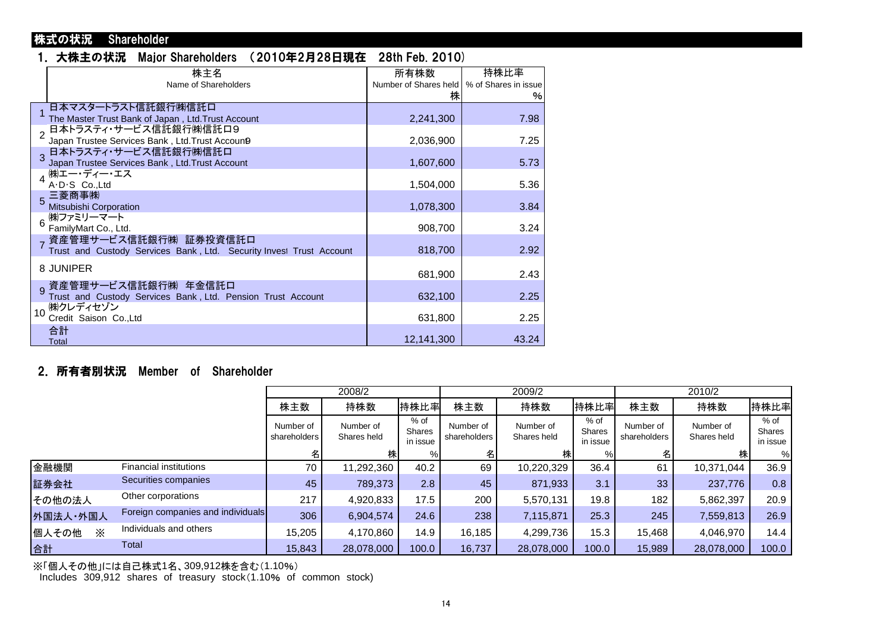## 株式の状況　Shareholder

### 1. 大株主の状況　Major Shareholders　（2010年2月28日現在　28th Feb. 2010）

| | 株主名 Name of Shareholders | 所有株数 Number of Shares held 株 | 持株比率 % of Shares in issue % |
|---|---|---|---|
| 1 | 日本マスタートラスト信託銀行㈱信託口 The Master Trust Bank of Japan , Ltd.Trust Account | 2,241,300 | 7.98 |
| 2 | 日本トラスティ・サービス信託銀行㈱信託口9 Japan Trustee Services Bank , Ltd.Trust Account9 | 2,036,900 | 7.25 |
| 3 | 日本トラスティ・サービス信託銀行㈱信託口 Japan Trustee Services Bank , Ltd.Trust Account | 1,607,600 | 5.73 |
| 4 | ㈱エー・ディー・エス A･D･S Co.,Ltd | 1,504,000 | 5.36 |
| 5 | 三菱商事㈱ Mitsubishi Corporation | 1,078,300 | 3.84 |
| 6 | ㈱ファミリーマート FamilyMart Co., Ltd. | 908,700 | 3.24 |
| 7 | 資産管理サービス信託銀行㈱　証券投資信託口 Trust and Custody Services Bank , Ltd. Security Invest Trust Account | 818,700 | 2.92 |
| 8 | JUNIPER | 681,900 | 2.43 |
| 9 | 資産管理サービス信託銀行㈱　年金信託口 Trust and Custody Services Bank , Ltd. Pension Trust Account | 632,100 | 2.25 |
| 10 | ㈱クレディセゾン Credit Saison Co.,Ltd | 631,800 | 2.25 |
| | 合計 Total | 12,141,300 | 43.24 |

### 2. 所有者別状況　Member of Shareholder

| | | 2008/2 | | | 2009/2 | | | 2010/2 | | |
|---|---|---|---|---|---|---|---|---|---|---|
| | | 株主数 Number of shareholders 名 | 持株数 Number of Shares held 株 | 持株比率 % of Shares in issue % | 株主数 Number of shareholders 名 | 持株数 Number of Shares held 株 | 持株比率 % of Shares in issue % | 株主数 Number of shareholders 名 | 持株数 Number of Shares held 株 | 持株比率 % of Shares in issue % |
| 金融機関 | Financial institutions | 70 | 11,292,360 | 40.2 | 69 | 10,220,329 | 36.4 | 61 | 10,371,044 | 36.9 |
| 証券会社 | Securities companies | 45 | 789,373 | 2.8 | 45 | 871,933 | 3.1 | 33 | 237,776 | 0.8 |
| その他の法人 | Other corporations | 217 | 4,920,833 | 17.5 | 200 | 5,570,131 | 19.8 | 182 | 5,862,397 | 20.9 |
| 外国法人・外国人 | Foreign companies and individuals | 306 | 6,904,574 | 24.6 | 238 | 7,115,871 | 25.3 | 245 | 7,559,813 | 26.9 |
| 個人その他　※ | Individuals and others | 15,205 | 4,170,860 | 14.9 | 16,185 | 4,299,736 | 15.3 | 15,468 | 4,046,970 | 14.4 |
| 合計 | Total | 15,843 | 28,078,000 | 100.0 | 16,737 | 28,078,000 | 100.0 | 15,989 | 28,078,000 | 100.0 |

※「個人その他」には自己株式1名、309,912株を含む（1.10%）
Includes 309,912 shares of treasury stock（1.10% of common stock)